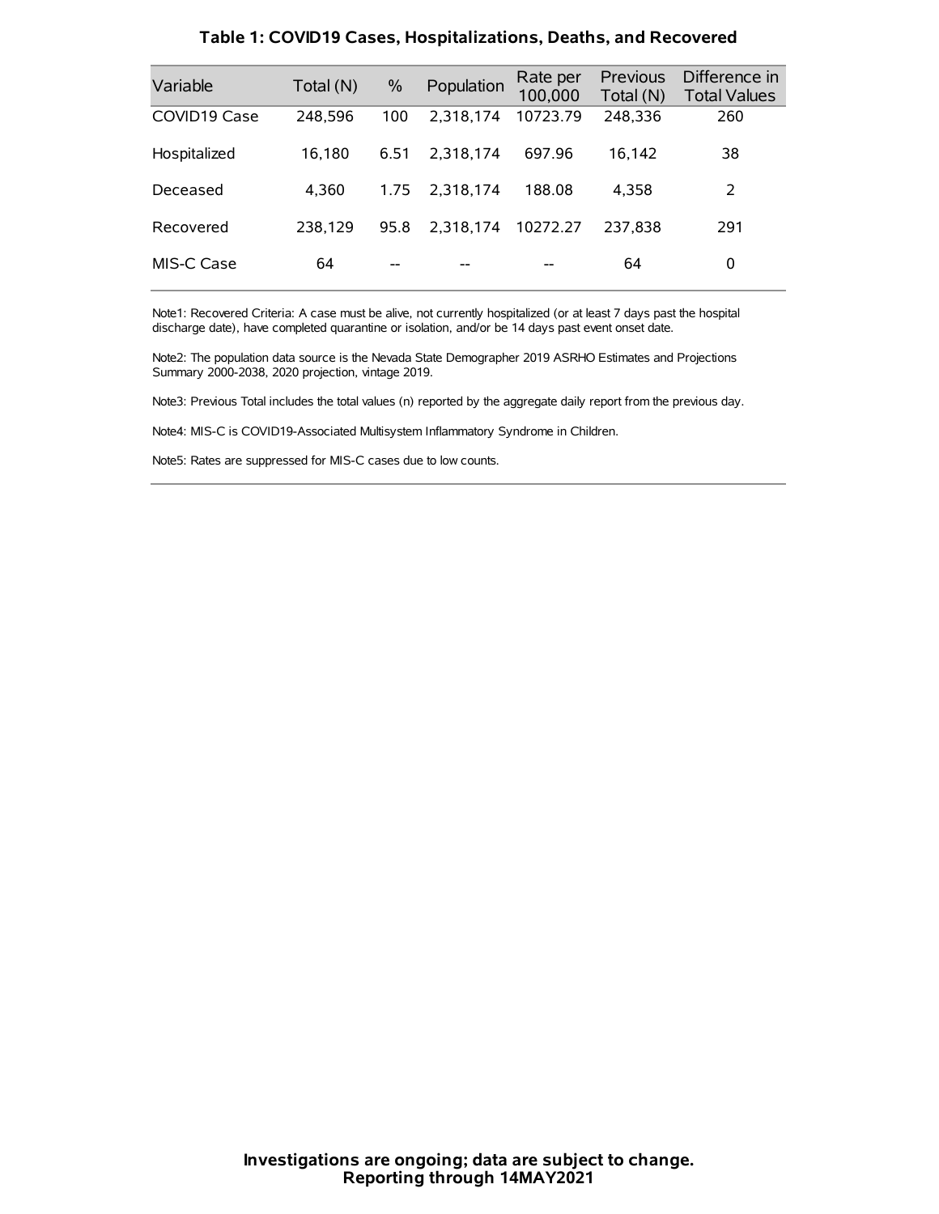## Table 1: COVID19 Cases, Hospitalizations, Deaths, and Recovered

| Variable | Total (N) | % | Population | Rate per 100,000 | Previous Total (N) | Difference in Total Values |
|---|---|---|---|---|---|---|
| COVID19 Case | 248,596 | 100 | 2,318,174 | 10723.79 | 248,336 | 260 |
| Hospitalized | 16,180 | 6.51 | 2,318,174 | 697.96 | 16,142 | 38 |
| Deceased | 4,360 | 1.75 | 2,318,174 | 188.08 | 4,358 | 2 |
| Recovered | 238,129 | 95.8 | 2,318,174 | 10272.27 | 237,838 | 291 |
| MIS-C Case | 64 | -- | -- | -- | 64 | 0 |

Note1: Recovered Criteria: A case must be alive, not currently hospitalized (or at least 7 days past the hospital discharge date), have completed quarantine or isolation, and/or be 14 days past event onset date.

Note2: The population data source is the Nevada State Demographer 2019 ASRHO Estimates and Projections Summary 2000-2038, 2020 projection, vintage 2019.

Note3: Previous Total includes the total values (n) reported by the aggregate daily report from the previous day.

Note4: MIS-C is COVID19-Associated Multisystem Inflammatory Syndrome in Children.

Note5: Rates are suppressed for MIS-C cases due to low counts.

**Investigations are ongoing; data are subject to change.**
**Reporting through 14MAY2021**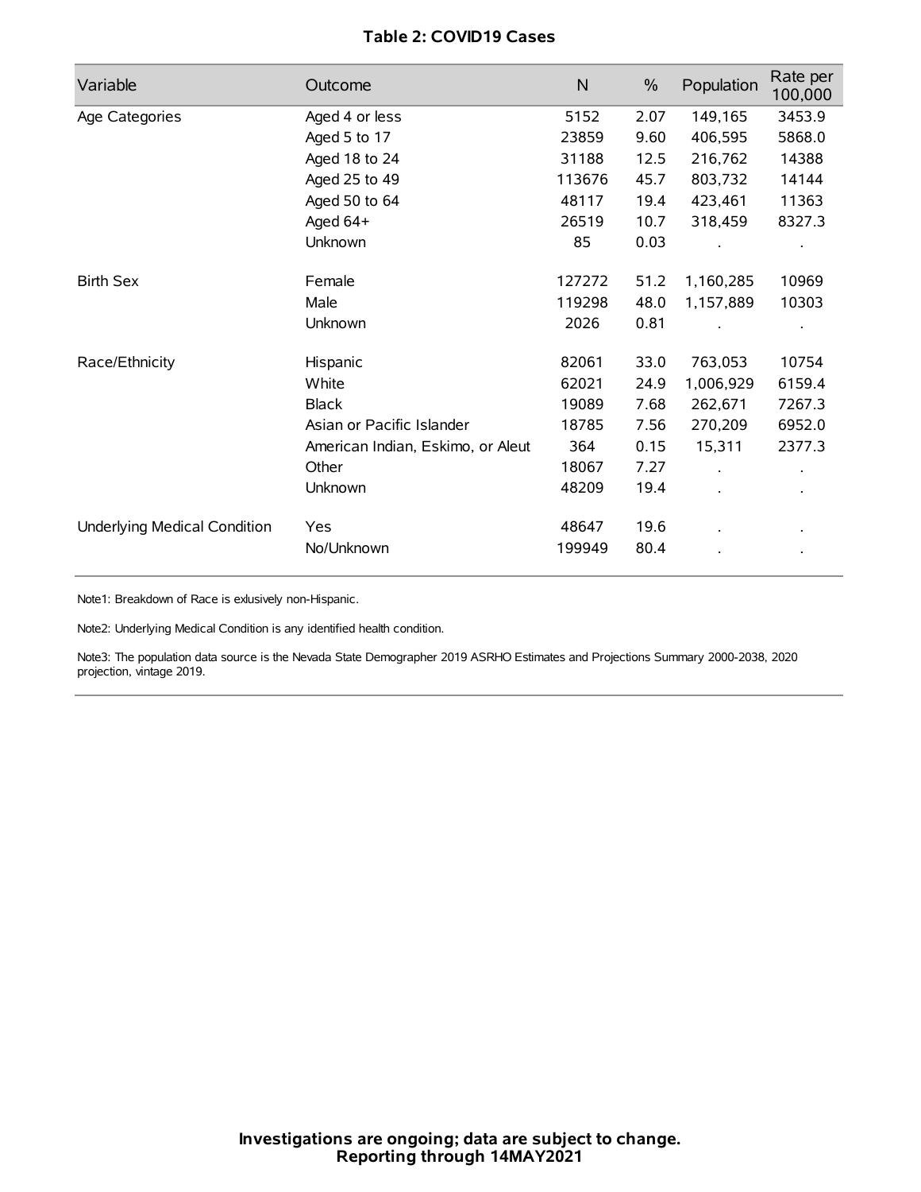**Table 2: COVID19 Cases**

| Variable | Outcome | N | % | Population | Rate per 100,000 |
|---|---|---|---|---|---|
| Age Categories | Aged 4 or less | 5152 | 2.07 | 149,165 | 3453.9 |
| | Aged 5 to 17 | 23859 | 9.60 | 406,595 | 5868.0 |
| | Aged 18 to 24 | 31188 | 12.5 | 216,762 | 14388 |
| | Aged 25 to 49 | 113676 | 45.7 | 803,732 | 14144 |
| | Aged 50 to 64 | 48117 | 19.4 | 423,461 | 11363 |
| | Aged 64+ | 26519 | 10.7 | 318,459 | 8327.3 |
| | Unknown | 85 | 0.03 | . | . |
| Birth Sex | Female | 127272 | 51.2 | 1,160,285 | 10969 |
| | Male | 119298 | 48.0 | 1,157,889 | 10303 |
| | Unknown | 2026 | 0.81 | . | . |
| Race/Ethnicity | Hispanic | 82061 | 33.0 | 763,053 | 10754 |
| | White | 62021 | 24.9 | 1,006,929 | 6159.4 |
| | Black | 19089 | 7.68 | 262,671 | 7267.3 |
| | Asian or Pacific Islander | 18785 | 7.56 | 270,209 | 6952.0 |
| | American Indian, Eskimo, or Aleut | 364 | 0.15 | 15,311 | 2377.3 |
| | Other | 18067 | 7.27 | . | . |
| | Unknown | 48209 | 19.4 | . | . |
| Underlying Medical Condition | Yes | 48647 | 19.6 | . | . |
| | No/Unknown | 199949 | 80.4 | . | . |

Note1: Breakdown of Race is exlusively non-Hispanic.

Note2: Underlying Medical Condition is any identified health condition.

Note3: The population data source is the Nevada State Demographer 2019 ASRHO Estimates and Projections Summary 2000-2038, 2020 projection, vintage 2019.

**Investigations are ongoing; data are subject to change.**
**Reporting through 14MAY2021**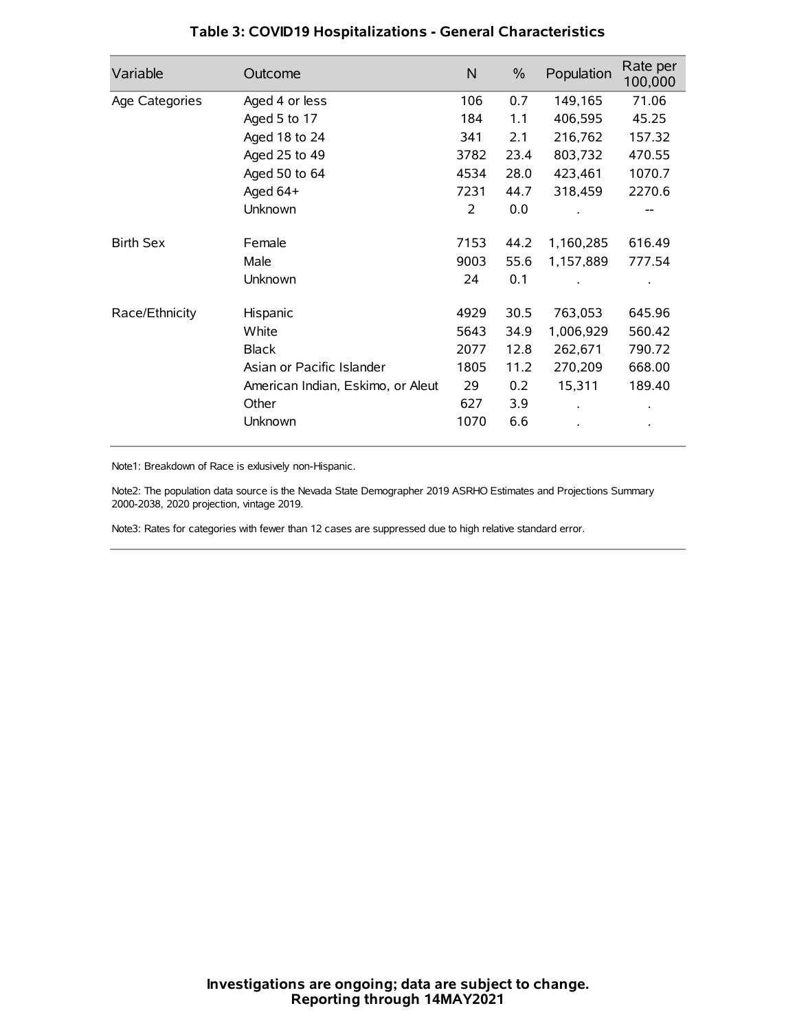## Table 3: COVID19 Hospitalizations - General Characteristics

| Variable | Outcome | N | % | Population | Rate per 100,000 |
|---|---|---|---|---|---|
| Age Categories | Aged 4 or less | 106 | 0.7 | 149,165 | 71.06 |
| | Aged 5 to 17 | 184 | 1.1 | 406,595 | 45.25 |
| | Aged 18 to 24 | 341 | 2.1 | 216,762 | 157.32 |
| | Aged 25 to 49 | 3782 | 23.4 | 803,732 | 470.55 |
| | Aged 50 to 64 | 4534 | 28.0 | 423,461 | 1070.7 |
| | Aged 64+ | 7231 | 44.7 | 318,459 | 2270.6 |
| | Unknown | 2 | 0.0 | . | -- |
| Birth Sex | Female | 7153 | 44.2 | 1,160,285 | 616.49 |
| | Male | 9003 | 55.6 | 1,157,889 | 777.54 |
| | Unknown | 24 | 0.1 | . | . |
| Race/Ethnicity | Hispanic | 4929 | 30.5 | 763,053 | 645.96 |
| | White | 5643 | 34.9 | 1,006,929 | 560.42 |
| | Black | 2077 | 12.8 | 262,671 | 790.72 |
| | Asian or Pacific Islander | 1805 | 11.2 | 270,209 | 668.00 |
| | American Indian, Eskimo, or Aleut | 29 | 0.2 | 15,311 | 189.40 |
| | Other | 627 | 3.9 | . | . |
| | Unknown | 1070 | 6.6 | . | . |

Note1: Breakdown of Race is exlusively non-Hispanic.

Note2: The population data source is the Nevada State Demographer 2019 ASRHO Estimates and Projections Summary 2000-2038, 2020 projection, vintage 2019.

Note3: Rates for categories with fewer than 12 cases are suppressed due to high relative standard error.

**Investigations are ongoing; data are subject to change.**
**Reporting through 14MAY2021**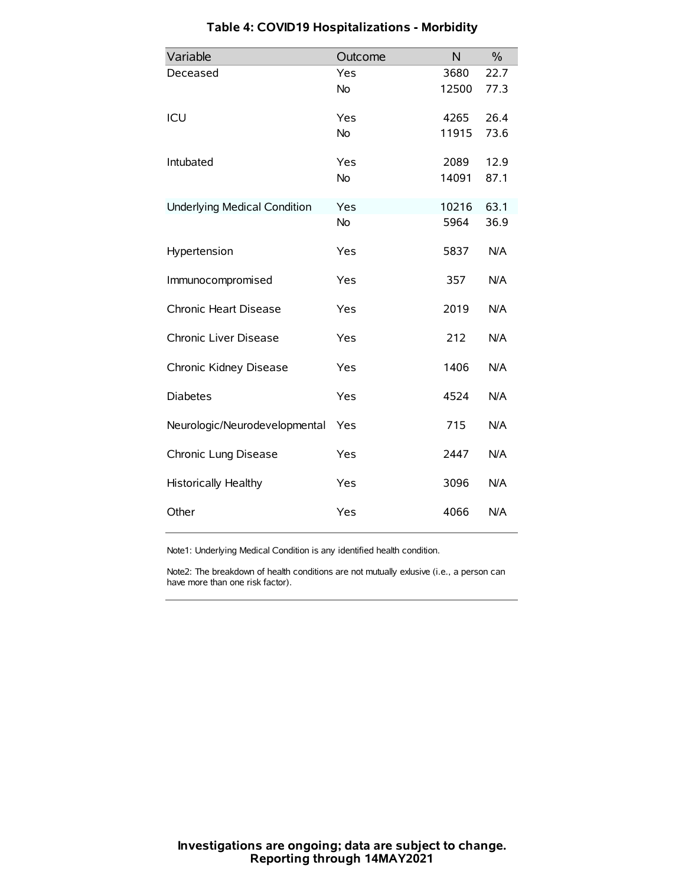### Table 4: COVID19 Hospitalizations - Morbidity

| Variable | Outcome | N | % |
|---|---|---|---|
| Deceased | Yes | 3680 | 22.7 |
| | No | 12500 | 77.3 |
| ICU | Yes | 4265 | 26.4 |
| | No | 11915 | 73.6 |
| Intubated | Yes | 2089 | 12.9 |
| | No | 14091 | 87.1 |
| Underlying Medical Condition | Yes | 10216 | 63.1 |
| | No | 5964 | 36.9 |
| Hypertension | Yes | 5837 | N/A |
| Immunocompromised | Yes | 357 | N/A |
| Chronic Heart Disease | Yes | 2019 | N/A |
| Chronic Liver Disease | Yes | 212 | N/A |
| Chronic Kidney Disease | Yes | 1406 | N/A |
| Diabetes | Yes | 4524 | N/A |
| Neurologic/Neurodevelopmental | Yes | 715 | N/A |
| Chronic Lung Disease | Yes | 2447 | N/A |
| Historically Healthy | Yes | 3096 | N/A |
| Other | Yes | 4066 | N/A |

Note1: Underlying Medical Condition is any identified health condition.

Note2: The breakdown of health conditions are not mutually exlusive (i.e., a person can have more than one risk factor).

**Investigations are ongoing; data are subject to change.**
**Reporting through 14MAY2021**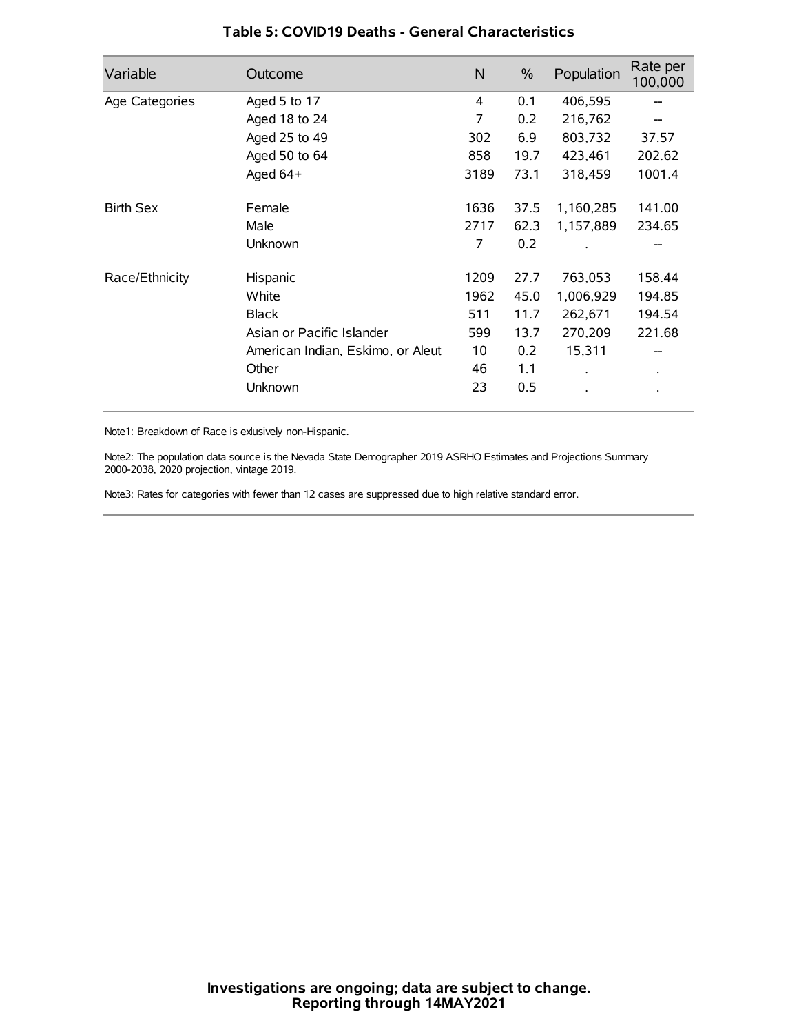## Table 5: COVID19 Deaths - General Characteristics

| Variable | Outcome | N | % | Population | Rate per 100,000 |
|---|---|---|---|---|---|
| Age Categories | Aged 5 to 17 | 4 | 0.1 | 406,595 | -- |
| | Aged 18 to 24 | 7 | 0.2 | 216,762 | -- |
| | Aged 25 to 49 | 302 | 6.9 | 803,732 | 37.57 |
| | Aged 50 to 64 | 858 | 19.7 | 423,461 | 202.62 |
| | Aged 64+ | 3189 | 73.1 | 318,459 | 1001.4 |
| Birth Sex | Female | 1636 | 37.5 | 1,160,285 | 141.00 |
| | Male | 2717 | 62.3 | 1,157,889 | 234.65 |
| | Unknown | 7 | 0.2 | . | -- |
| Race/Ethnicity | Hispanic | 1209 | 27.7 | 763,053 | 158.44 |
| | White | 1962 | 45.0 | 1,006,929 | 194.85 |
| | Black | 511 | 11.7 | 262,671 | 194.54 |
| | Asian or Pacific Islander | 599 | 13.7 | 270,209 | 221.68 |
| | American Indian, Eskimo, or Aleut | 10 | 0.2 | 15,311 | -- |
| | Other | 46 | 1.1 | . | . |
| | Unknown | 23 | 0.5 | . | . |

Note1: Breakdown of Race is exlusively non-Hispanic.

Note2: The population data source is the Nevada State Demographer 2019 ASRHO Estimates and Projections Summary 2000-2038, 2020 projection, vintage 2019.

Note3: Rates for categories with fewer than 12 cases are suppressed due to high relative standard error.

**Investigations are ongoing; data are subject to change.**
**Reporting through 14MAY2021**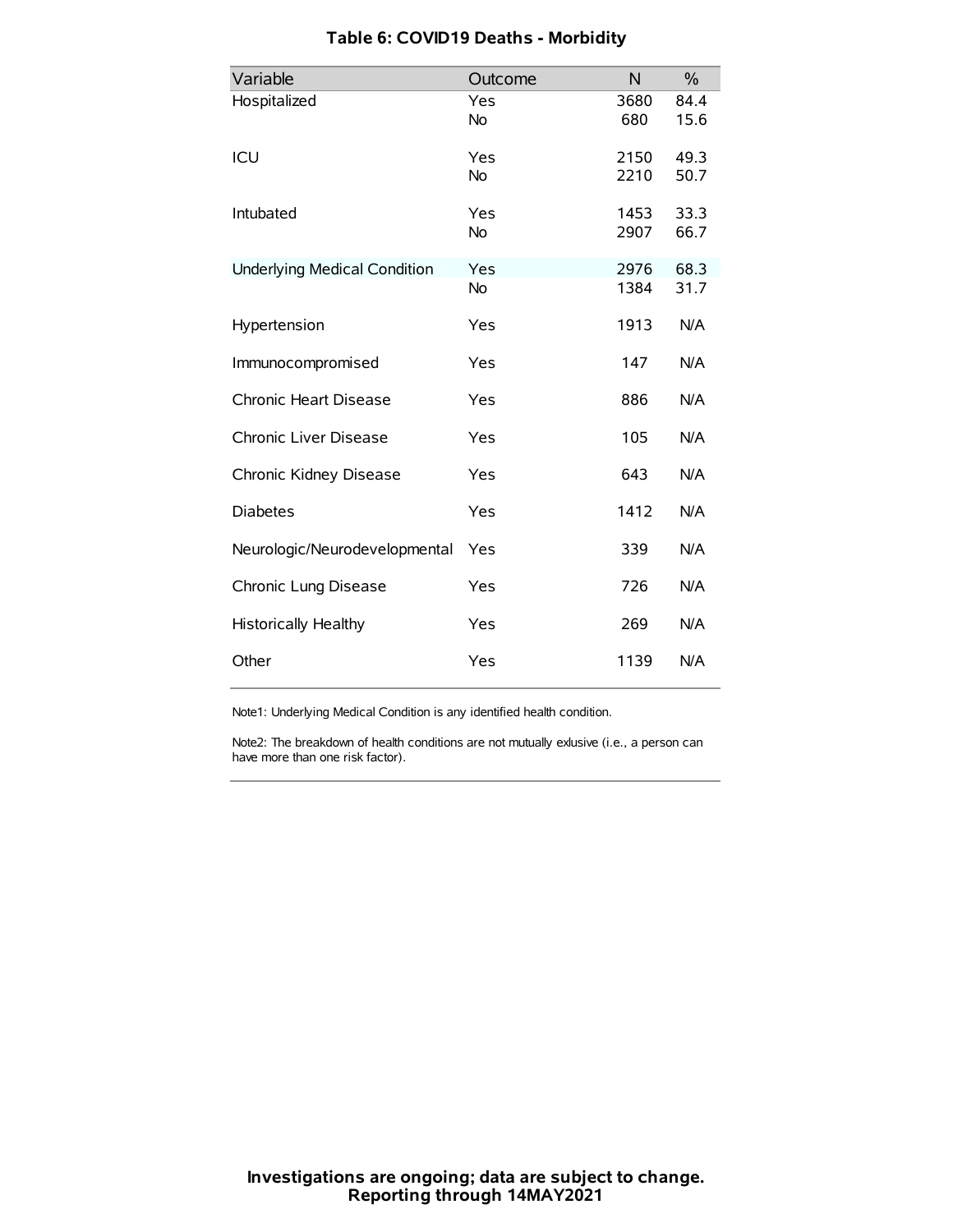# Table 6: COVID19 Deaths - Morbidity

| Variable | Outcome | N | % |
|---|---|---|---|
| Hospitalized | Yes | 3680 | 84.4 |
| | No | 680 | 15.6 |
| ICU | Yes | 2150 | 49.3 |
| | No | 2210 | 50.7 |
| Intubated | Yes | 1453 | 33.3 |
| | No | 2907 | 66.7 |
| Underlying Medical Condition | Yes | 2976 | 68.3 |
| | No | 1384 | 31.7 |
| Hypertension | Yes | 1913 | N/A |
| Immunocompromised | Yes | 147 | N/A |
| Chronic Heart Disease | Yes | 886 | N/A |
| Chronic Liver Disease | Yes | 105 | N/A |
| Chronic Kidney Disease | Yes | 643 | N/A |
| Diabetes | Yes | 1412 | N/A |
| Neurologic/Neurodevelopmental | Yes | 339 | N/A |
| Chronic Lung Disease | Yes | 726 | N/A |
| Historically Healthy | Yes | 269 | N/A |
| Other | Yes | 1139 | N/A |

Note1: Underlying Medical Condition is any identified health condition.

Note2: The breakdown of health conditions are not mutually exlusive (i.e., a person can have more than one risk factor).

**Investigations are ongoing; data are subject to change.**
**Reporting through 14MAY2021**